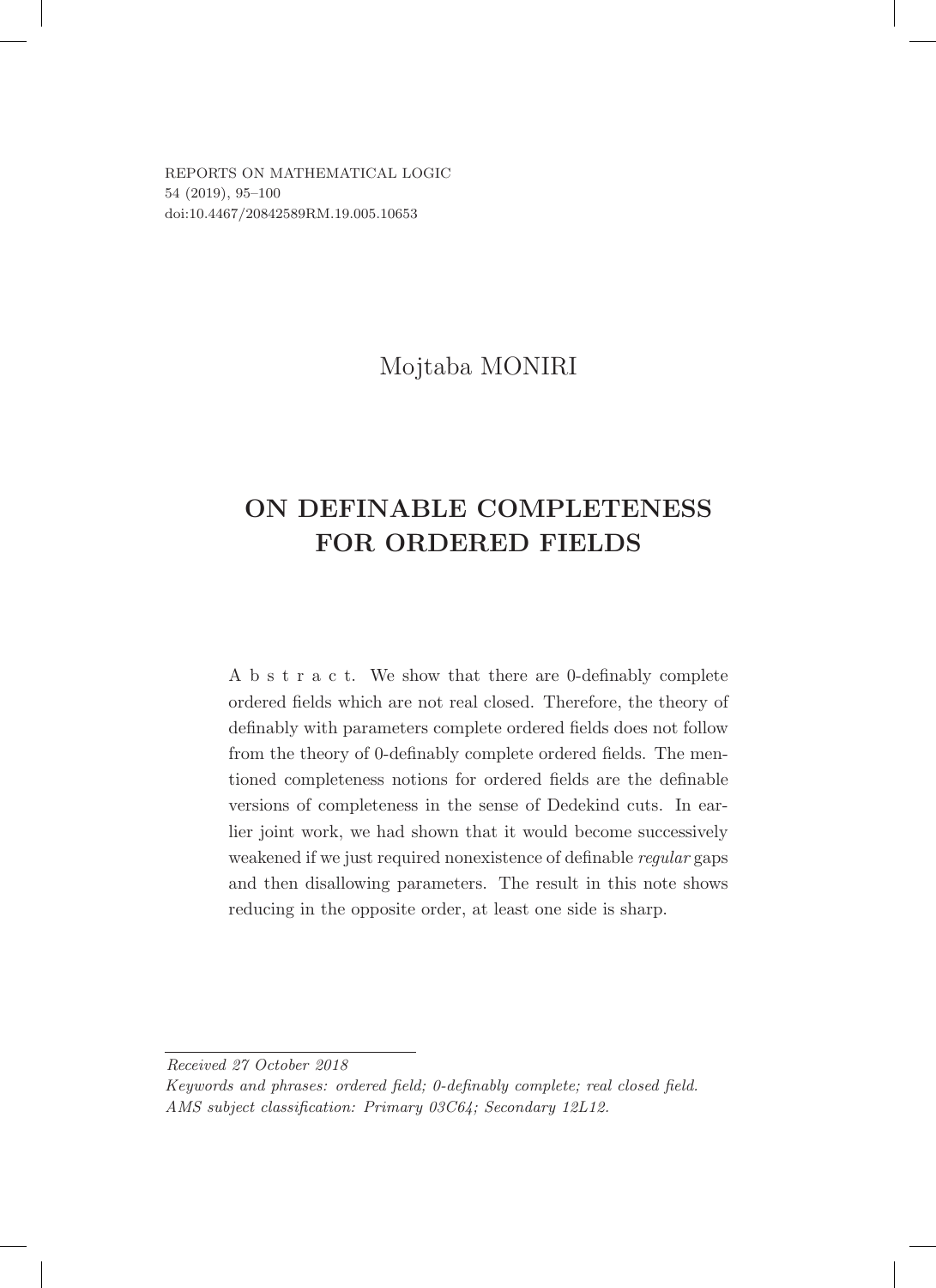Mojtaba MONIRI

# ON DEFINABLE COMPLETENESS FOR ORDERED FIELDS

A b s t r a c t. We show that there are 0-definably complete ordered fields which are not real closed. Therefore, the theory of definably with parameters complete ordered fields does not follow from the theory of 0-definably complete ordered fields. The mentioned completeness notions for ordered fields are the definable versions of completeness in the sense of Dedekind cuts. In earlier joint work, we had shown that it would become successively weakened if we just required nonexistence of definable *regular* gaps and then disallowing parameters. The result in this note shows reducing in the opposite order, at least one side is sharp.

---

*Received 27 October 2018*

*Keywords and phrases: ordered field; 0-definably complete; real closed field.*

*AMS subject classification: Primary 03C64; Secondary 12L12.*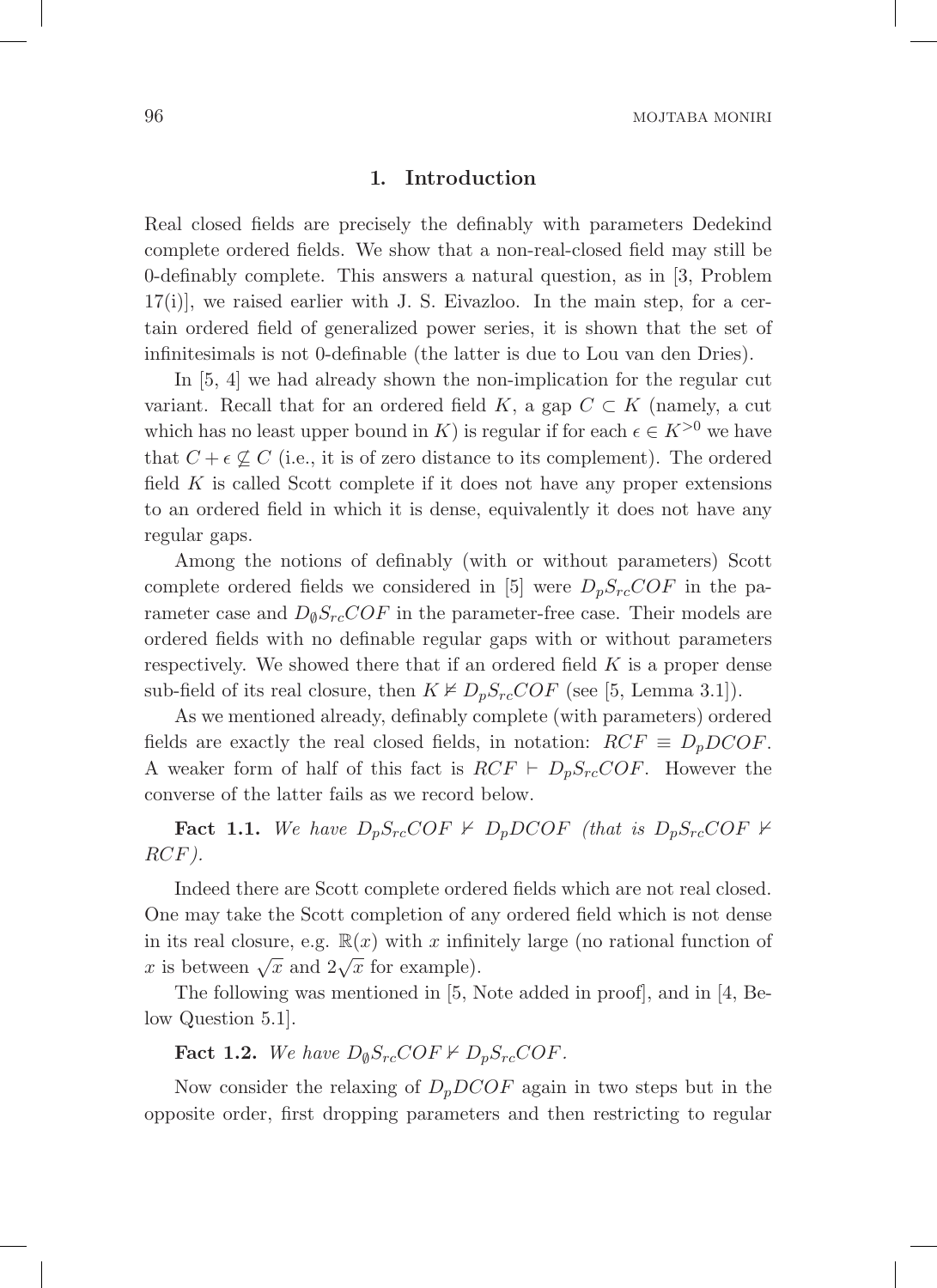## 1. Introduction

Real closed fields are precisely the definably with parameters Dedekind complete ordered fields. We show that a non-real-closed field may still be 0-definably complete. This answers a natural question, as in [3, Problem 17(i)], we raised earlier with J. S. Eivazloo. In the main step, for a certain ordered field of generalized power series, it is shown that the set of infinitesimals is not 0-definable (the latter is due to Lou van den Dries).

In [5, 4] we had already shown the non-implication for the regular cut variant. Recall that for an ordered field $K$, a gap $C \subset K$ (namely, a cut which has no least upper bound in $K$) is regular if for each $\epsilon \in K^{>0}$ we have that $C + \epsilon \nsubseteq C$ (i.e., it is of zero distance to its complement). The ordered field $K$ is called Scott complete if it does not have any proper extensions to an ordered field in which it is dense, equivalently it does not have any regular gaps.

Among the notions of definably (with or without parameters) Scott complete ordered fields we considered in [5] were $D_pS_{rc}COF$ in the parameter case and $D_\emptyset S_{rc}COF$ in the parameter-free case. Their models are ordered fields with no definable regular gaps with or without parameters respectively. We showed there that if an ordered field $K$ is a proper dense sub-field of its real closure, then $K \nvDash D_pS_{rc}COF$ (see [5, Lemma 3.1]).

As we mentioned already, definably complete (with parameters) ordered fields are exactly the real closed fields, in notation: $RCF \equiv D_pDCOF$. A weaker form of half of this fact is $RCF \vdash D_pS_{rc}COF$. However the converse of the latter fails as we record below.

**Fact 1.1.** *We have $D_pS_{rc}COF \nvdash D_pDCOF$ (that is $D_pS_{rc}COF \nvdash RCF$).*

Indeed there are Scott complete ordered fields which are not real closed. One may take the Scott completion of any ordered field which is not dense in its real closure, e.g. $\mathbb{R}(x)$ with $x$ infinitely large (no rational function of $x$ is between $\sqrt{x}$ and $2\sqrt{x}$ for example).

The following was mentioned in [5, Note added in proof], and in [4, Below Question 5.1].

**Fact 1.2.** *We have $D_\emptyset S_{rc}COF \nvdash D_pS_{rc}COF$.*

Now consider the relaxing of $D_pDCOF$ again in two steps but in the opposite order, first dropping parameters and then restricting to regular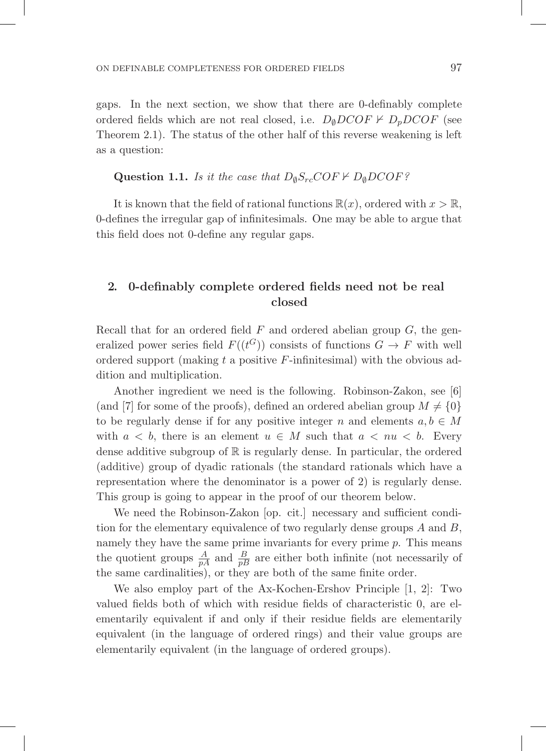gaps. In the next section, we show that there are 0-definably complete ordered fields which are not real closed, i.e. $D_{\emptyset}DCOF \nvdash D_pDCOF$ (see Theorem 2.1). The status of the other half of this reverse weakening is left as a question:

**Question 1.1.** *Is it the case that $D_{\emptyset}S_{rc}COF \nvdash D_{\emptyset}DCOF$?*

It is known that the field of rational functions $\mathbb{R}(x)$, ordered with $x > \mathbb{R}$, 0-defines the irregular gap of infinitesimals. One may be able to argue that this field does not 0-define any regular gaps.

## 2. 0-definably complete ordered fields need not be real closed

Recall that for an ordered field $F$ and ordered abelian group $G$, the generalized power series field $F((t^G))$ consists of functions $G \to F$ with well ordered support (making $t$ a positive $F$-infinitesimal) with the obvious addition and multiplication.

Another ingredient we need is the following. Robinson-Zakon, see [6] (and [7] for some of the proofs), defined an ordered abelian group $M \neq \{0\}$ to be regularly dense if for any positive integer $n$ and elements $a, b \in M$ with $a < b$, there is an element $u \in M$ such that $a < nu < b$. Every dense additive subgroup of $\mathbb{R}$ is regularly dense. In particular, the ordered (additive) group of dyadic rationals (the standard rationals which have a representation where the denominator is a power of 2) is regularly dense. This group is going to appear in the proof of our theorem below.

We need the Robinson-Zakon [op. cit.] necessary and sufficient condition for the elementary equivalence of two regularly dense groups $A$ and $B$, namely they have the same prime invariants for every prime $p$. This means the quotient groups $\frac{A}{pA}$ and $\frac{B}{pB}$ are either both infinite (not necessarily of the same cardinalities), or they are both of the same finite order.

We also employ part of the Ax-Kochen-Ershov Principle [1, 2]: Two valued fields both of which with residue fields of characteristic 0, are elementarily equivalent if and only if their residue fields are elementarily equivalent (in the language of ordered rings) and their value groups are elementarily equivalent (in the language of ordered groups).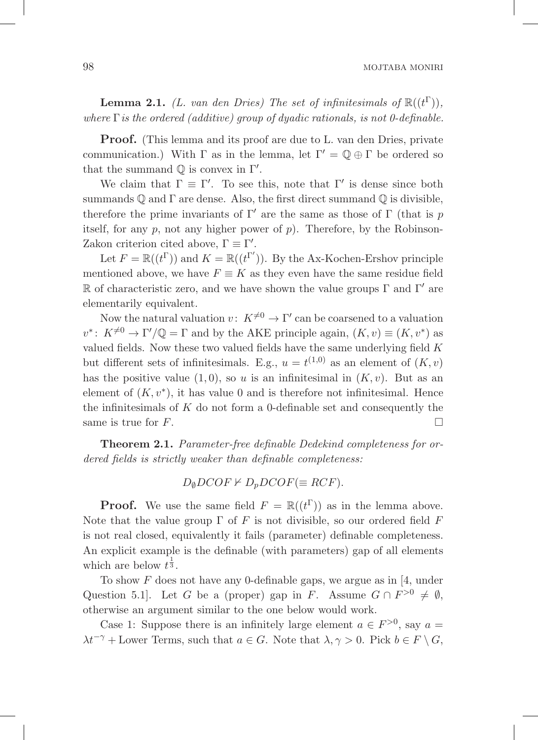**Lemma 2.1.** *(L. van den Dries) The set of infinitesimals of $\mathbb{R}((t^\Gamma))$, where $\Gamma$ is the ordered (additive) group of dyadic rationals, is not 0-definable.*

**Proof.** (This lemma and its proof are due to L. van den Dries, private communication.) With $\Gamma$ as in the lemma, let $\Gamma' = \mathbb{Q} \oplus \Gamma$ be ordered so that the summand $\mathbb{Q}$ is convex in $\Gamma'$.

We claim that $\Gamma \equiv \Gamma'$. To see this, note that $\Gamma'$ is dense since both summands $\mathbb{Q}$ and $\Gamma$ are dense. Also, the first direct summand $\mathbb{Q}$ is divisible, therefore the prime invariants of $\Gamma'$ are the same as those of $\Gamma$ (that is $p$ itself, for any $p$, not any higher power of $p$). Therefore, by the Robinson-Zakon criterion cited above, $\Gamma \equiv \Gamma'$.

Let $F = \mathbb{R}((t^\Gamma))$ and $K = \mathbb{R}((t^{\Gamma'}))$. By the Ax-Kochen-Ershov principle mentioned above, we have $F \equiv K$ as they even have the same residue field $\mathbb{R}$ of characteristic zero, and we have shown the value groups $\Gamma$ and $\Gamma'$ are elementarily equivalent.

Now the natural valuation $v\colon K^{\neq 0} \to \Gamma'$ can be coarsened to a valuation $v^*\colon K^{\neq 0} \to \Gamma'/\mathbb{Q} = \Gamma$ and by the AKE principle again, $(K, v) \equiv (K, v^*)$ as valued fields. Now these two valued fields have the same underlying field $K$ but different sets of infinitesimals. E.g., $u = t^{(1,0)}$ as an element of $(K, v)$ has the positive value $(1, 0)$, so $u$ is an infinitesimal in $(K, v)$. But as an element of $(K, v^*)$, it has value 0 and is therefore not infinitesimal. Hence the infinitesimals of $K$ do not form a 0-definable set and consequently the same is true for $F$. $\square$

**Theorem 2.1.** *Parameter-free definable Dedekind completeness for ordered fields is strictly weaker than definable completeness:*

$$D_\emptyset DCOF \nvdash D_p DCOF (\equiv RCF).$$

**Proof.** We use the same field $F = \mathbb{R}((t^\Gamma))$ as in the lemma above. Note that the value group $\Gamma$ of $F$ is not divisible, so our ordered field $F$ is not real closed, equivalently it fails (parameter) definable completeness. An explicit example is the definable (with parameters) gap of all elements which are below $t^{\frac{1}{3}}$.

To show $F$ does not have any 0-definable gaps, we argue as in [4, under Question 5.1]. Let $G$ be a (proper) gap in $F$. Assume $G \cap F^{>0} \neq \emptyset$, otherwise an argument similar to the one below would work.

Case 1: Suppose there is an infinitely large element $a \in F^{>0}$, say $a = \lambda t^{-\gamma} + \text{Lower Terms}$, such that $a \in G$. Note that $\lambda, \gamma > 0$. Pick $b \in F \setminus G$,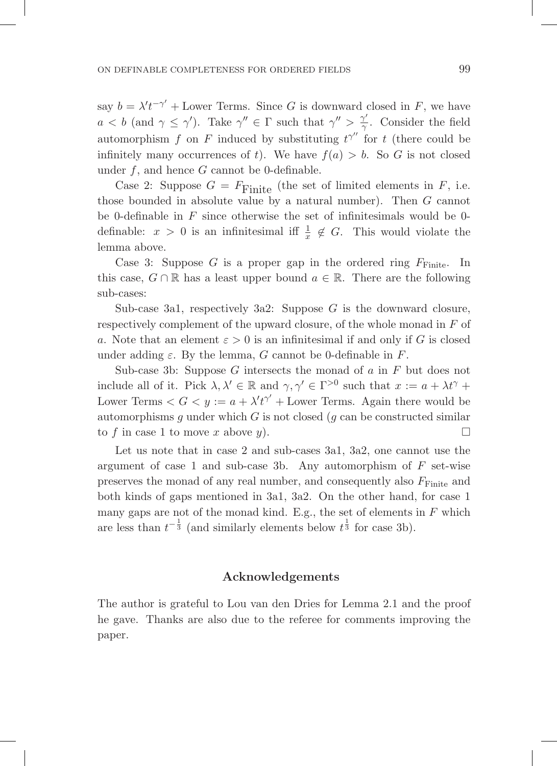say $b = \lambda' t^{-\gamma'} + \text{Lower Terms}$. Since $G$ is downward closed in $F$, we have $a < b$ (and $\gamma \leq \gamma'$). Take $\gamma'' \in \Gamma$ such that $\gamma'' > \frac{\gamma'}{\gamma}$. Consider the field automorphism $f$ on $F$ induced by substituting $t^{\gamma''}$ for $t$ (there could be infinitely many occurrences of $t$). We have $f(a) > b$. So $G$ is not closed under $f$, and hence $G$ cannot be 0-definable.

Case 2: Suppose $G = F_{\text{Finite}}$ (the set of limited elements in $F$, i.e. those bounded in absolute value by a natural number). Then $G$ cannot be 0-definable in $F$ since otherwise the set of infinitesimals would be 0-definable: $x > 0$ is an infinitesimal iff $\frac{1}{x} \notin G$. This would violate the lemma above.

Case 3: Suppose $G$ is a proper gap in the ordered ring $F_{\text{Finite}}$. In this case, $G \cap \mathbb{R}$ has a least upper bound $a \in \mathbb{R}$. There are the following sub-cases:

Sub-case 3a1, respectively 3a2: Suppose $G$ is the downward closure, respectively complement of the upward closure, of the whole monad in $F$ of $a$. Note that an element $\varepsilon > 0$ is an infinitesimal if and only if $G$ is closed under adding $\varepsilon$. By the lemma, $G$ cannot be 0-definable in $F$.

Sub-case 3b: Suppose $G$ intersects the monad of $a$ in $F$ but does not include all of it. Pick $\lambda, \lambda' \in \mathbb{R}$ and $\gamma, \gamma' \in \Gamma^{>0}$ such that $x := a + \lambda t^{\gamma} + \text{Lower Terms} < G < y := a + \lambda' t^{\gamma'} + \text{Lower Terms}$. Again there would be automorphisms $g$ under which $G$ is not closed ($g$ can be constructed similar to $f$ in case 1 to move $x$ above $y$). □

Let us note that in case 2 and sub-cases 3a1, 3a2, one cannot use the argument of case 1 and sub-case 3b. Any automorphism of $F$ set-wise preserves the monad of any real number, and consequently also $F_{\text{Finite}}$ and both kinds of gaps mentioned in 3a1, 3a2. On the other hand, for case 1 many gaps are not of the monad kind. E.g., the set of elements in $F$ which are less than $t^{-\frac{1}{3}}$ (and similarly elements below $t^{\frac{1}{3}}$ for case 3b).

## Acknowledgements

The author is grateful to Lou van den Dries for Lemma 2.1 and the proof he gave. Thanks are also due to the referee for comments improving the paper.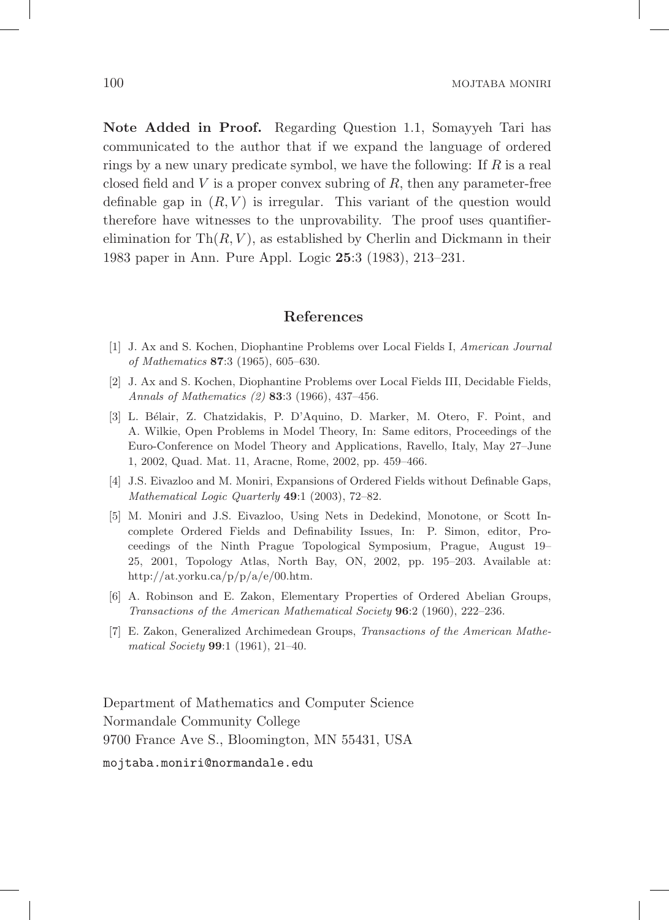**Note Added in Proof.** Regarding Question 1.1, Somayyeh Tari has communicated to the author that if we expand the language of ordered rings by a new unary predicate symbol, we have the following: If $R$ is a real closed field and $V$ is a proper convex subring of $R$, then any parameter-free definable gap in $(R, V)$ is irregular. This variant of the question would therefore have witnesses to the unprovability. The proof uses quantifier-elimination for $\mathrm{Th}(R, V)$, as established by Cherlin and Dickmann in their 1983 paper in Ann. Pure Appl. Logic **25**:3 (1983), 213–231.

## References

[1] J. Ax and S. Kochen, Diophantine Problems over Local Fields I, *American Journal of Mathematics* **87**:3 (1965), 605–630.

[2] J. Ax and S. Kochen, Diophantine Problems over Local Fields III, Decidable Fields, *Annals of Mathematics (2)* **83**:3 (1966), 437–456.

[3] L. Bélair, Z. Chatzidakis, P. D'Aquino, D. Marker, M. Otero, F. Point, and A. Wilkie, Open Problems in Model Theory, In: Same editors, Proceedings of the Euro-Conference on Model Theory and Applications, Ravello, Italy, May 27–June 1, 2002, Quad. Mat. 11, Aracne, Rome, 2002, pp. 459–466.

[4] J.S. Eivazloo and M. Moniri, Expansions of Ordered Fields without Definable Gaps, *Mathematical Logic Quarterly* **49**:1 (2003), 72–82.

[5] M. Moniri and J.S. Eivazloo, Using Nets in Dedekind, Monotone, or Scott Incomplete Ordered Fields and Definability Issues, In: P. Simon, editor, Proceedings of the Ninth Prague Topological Symposium, Prague, August 19–25, 2001, Topology Atlas, North Bay, ON, 2002, pp. 195–203. Available at: http://at.yorku.ca/p/p/a/e/00.htm.

[6] A. Robinson and E. Zakon, Elementary Properties of Ordered Abelian Groups, *Transactions of the American Mathematical Society* **96**:2 (1960), 222–236.

[7] E. Zakon, Generalized Archimedean Groups, *Transactions of the American Mathematical Society* **99**:1 (1961), 21–40.

Department of Mathematics and Computer Science
Normandale Community College
9700 France Ave S., Bloomington, MN 55431, USA

mojtaba.moniri@normandale.edu